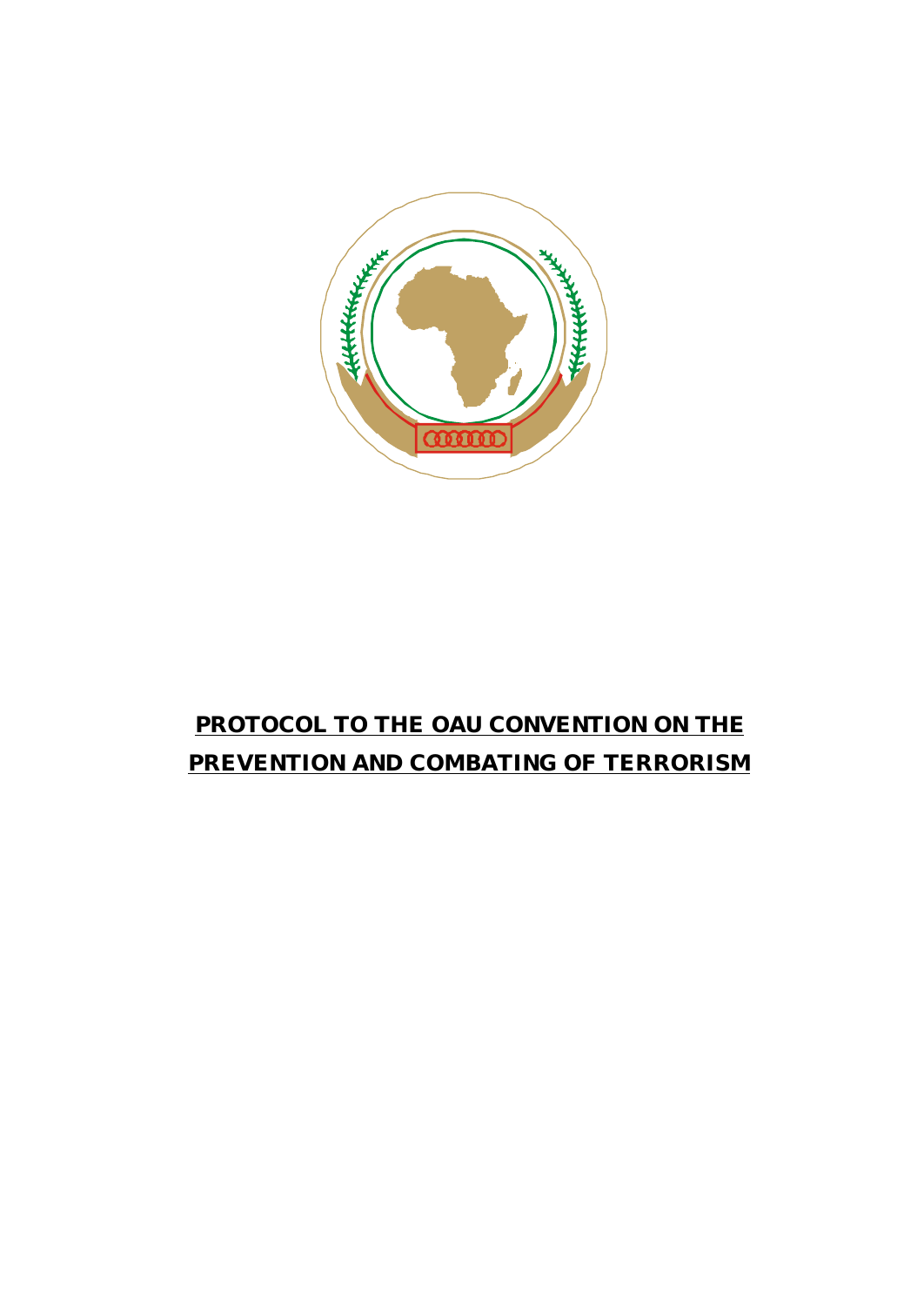# **PROTOCOL TO THE OAU CONVENTION ON THE PREVENTION AND COMBATING OF TERRORISM**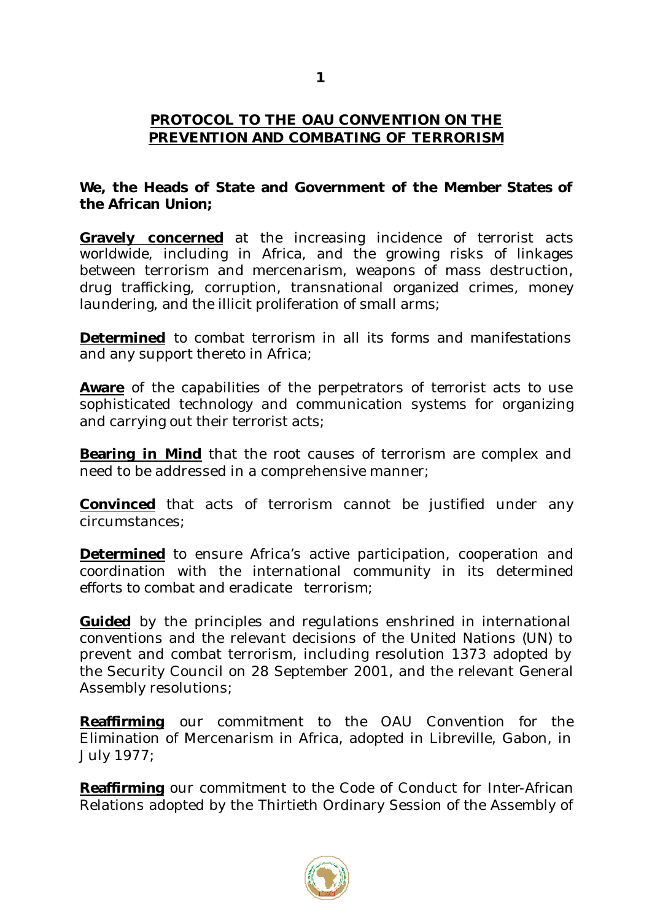# PROTOCOL TO THE OAU CONVENTION ON THE PREVENTION AND COMBATING OF TERRORISM

**We, the Heads of State and Government of the Member States of the African Union;**

**Gravely concerned** at the increasing incidence of terrorist acts worldwide, including in Africa, and the growing risks of linkages between terrorism and mercenarism, weapons of mass destruction, drug trafficking, corruption, transnational organized crimes, money laundering, and the illicit proliferation of small arms;

**Determined** to combat terrorism in all its forms and manifestations and any support thereto in Africa;

**Aware** of the capabilities of the perpetrators of terrorist acts to use sophisticated technology and communication systems for organizing and carrying out their terrorist acts;

**Bearing in Mind** that the root causes of terrorism are complex and need to be addressed in a comprehensive manner;

**Convinced** that acts of terrorism cannot be justified under any circumstances;

**Determined** to ensure Africa's active participation, cooperation and coordination with the international community in its determined efforts to combat and eradicate terrorism;

**Guided** by the principles and regulations enshrined in international conventions and the relevant decisions of the United Nations (UN) to prevent and combat terrorism, including resolution 1373 adopted by the Security Council on 28 September 2001, and the relevant General Assembly resolutions;

**Reaffirming** our commitment to the OAU Convention for the Elimination of Mercenarism in Africa, adopted in Libreville, Gabon, in July 1977;

**Reaffirming** our commitment to the Code of Conduct for Inter-African Relations adopted by the Thirtieth Ordinary Session of the Assembly of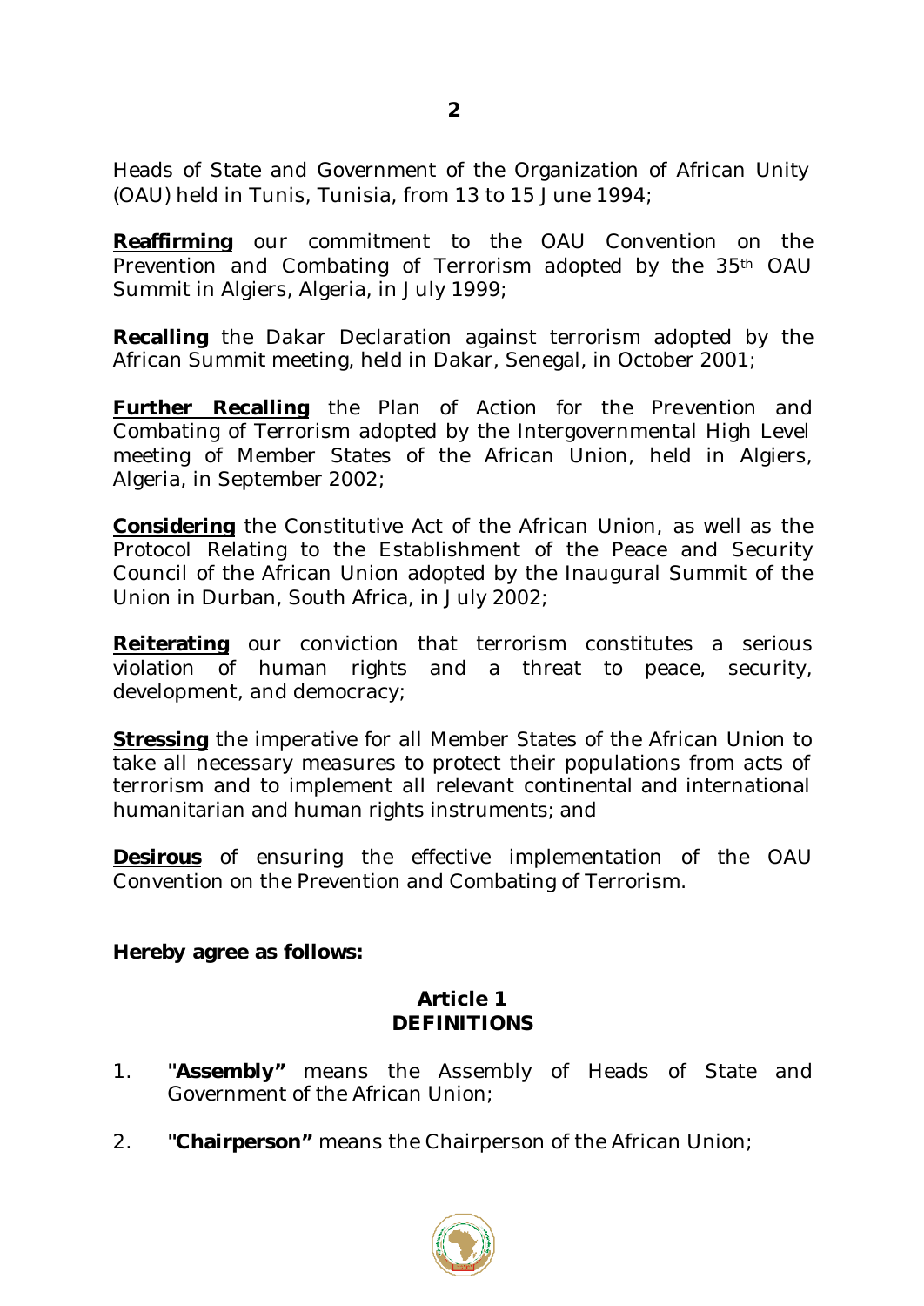Heads of State and Government of the Organization of African Unity (OAU) held in Tunis, Tunisia, from 13 to 15 June 1994;

**Reaffirming** our commitment to the OAU Convention on the Prevention and Combating of Terrorism adopted by the 35th OAU Summit in Algiers, Algeria, in July 1999;

**Recalling** the Dakar Declaration against terrorism adopted by the African Summit meeting, held in Dakar, Senegal, in October 2001;

**Further Recalling** the Plan of Action for the Prevention and Combating of Terrorism adopted by the Intergovernmental High Level meeting of Member States of the African Union, held in Algiers, Algeria, in September 2002;

**Considering** the Constitutive Act of the African Union, as well as the Protocol Relating to the Establishment of the Peace and Security Council of the African Union adopted by the Inaugural Summit of the Union in Durban, South Africa, in July 2002;

**Reiterating** our conviction that terrorism constitutes a serious violation of human rights and a threat to peace, security, development, and democracy;

**Stressing** the imperative for all Member States of the African Union to take all necessary measures to protect their populations from acts of terrorism and to implement all relevant continental and international humanitarian and human rights instruments; and

**Desirous** of ensuring the effective implementation of the OAU Convention on the Prevention and Combating of Terrorism.

**Hereby agree as follows:**

## Article 1
## DEFINITIONS

1. **"Assembly"** means the Assembly of Heads of State and Government of the African Union;

2. **"Chairperson"** means the Chairperson of the African Union;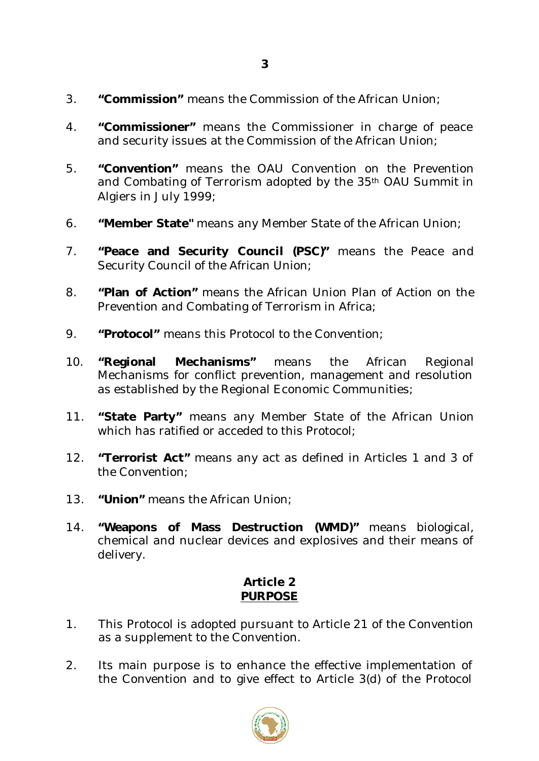3. **"Commission"** means the Commission of the African Union;

4. **"Commissioner"** means the Commissioner in charge of peace and security issues at the Commission of the African Union;

5. **"Convention"** means the OAU Convention on the Prevention and Combating of Terrorism adopted by the 35th OAU Summit in Algiers in July 1999;

6. **"Member State"** means any Member State of the African Union;

7. **"Peace and Security Council (PSC)"** means the Peace and Security Council of the African Union;

8. **"Plan of Action"** means the African Union Plan of Action on the Prevention and Combating of Terrorism in Africa;

9. **"Protocol"** means this Protocol to the Convention;

10. **"Regional Mechanisms"** means the African Regional Mechanisms for conflict prevention, management and resolution as established by the Regional Economic Communities;

11. **"State Party"** means any Member State of the African Union which has ratified or acceded to this Protocol;

12. **"Terrorist Act"** means any act as defined in Articles 1 and 3 of the Convention;

13. **"Union"** means the African Union;

14. **"Weapons of Mass Destruction (WMD)"** means biological, chemical and nuclear devices and explosives and their means of delivery.

**Article 2**
**PURPOSE**

1. This Protocol is adopted pursuant to Article 21 of the Convention as a supplement to the Convention.

2. Its main purpose is to enhance the effective implementation of the Convention and to give effect to Article 3(d) of the Protocol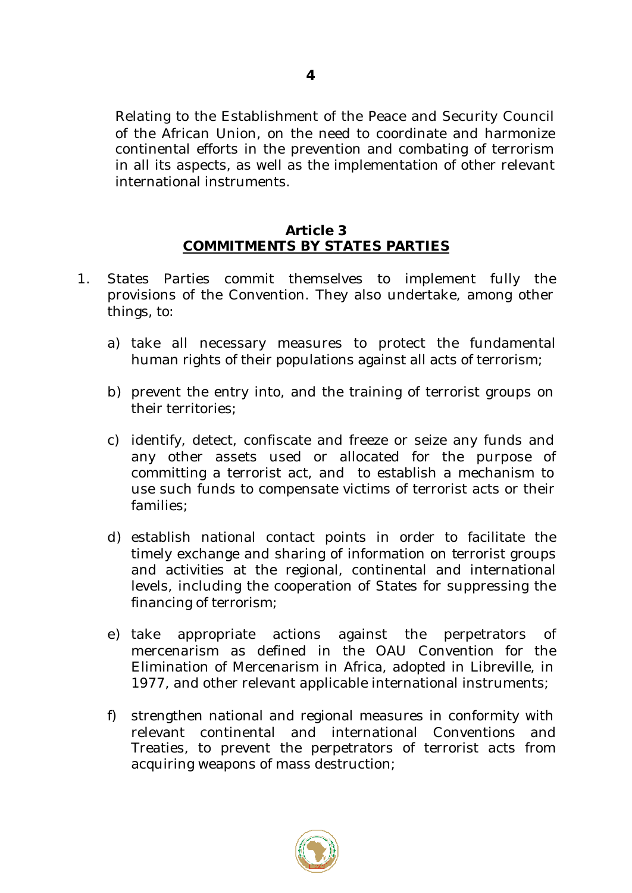Relating to the Establishment of the Peace and Security Council of the African Union, on the need to coordinate and harmonize continental efforts in the prevention and combating of terrorism in all its aspects, as well as the implementation of other relevant international instruments.

**Article 3**
**COMMITMENTS BY STATES PARTIES**

1. States Parties commit themselves to implement fully the provisions of the Convention. They also undertake, among other things, to:

   a) take all necessary measures to protect the fundamental human rights of their populations against all acts of terrorism;

   b) prevent the entry into, and the training of terrorist groups on their territories;

   c) identify, detect, confiscate and freeze or seize any funds and any other assets used or allocated for the purpose of committing a terrorist act, and to establish a mechanism to use such funds to compensate victims of terrorist acts or their families;

   d) establish national contact points in order to facilitate the timely exchange and sharing of information on terrorist groups and activities at the regional, continental and international levels, including the cooperation of States for suppressing the financing of terrorism;

   e) take appropriate actions against the perpetrators of mercenarism as defined in the OAU Convention for the Elimination of Mercenarism in Africa, adopted in Libreville, in 1977, and other relevant applicable international instruments;

   f) strengthen national and regional measures in conformity with relevant continental and international Conventions and Treaties, to prevent the perpetrators of terrorist acts from acquiring weapons of mass destruction;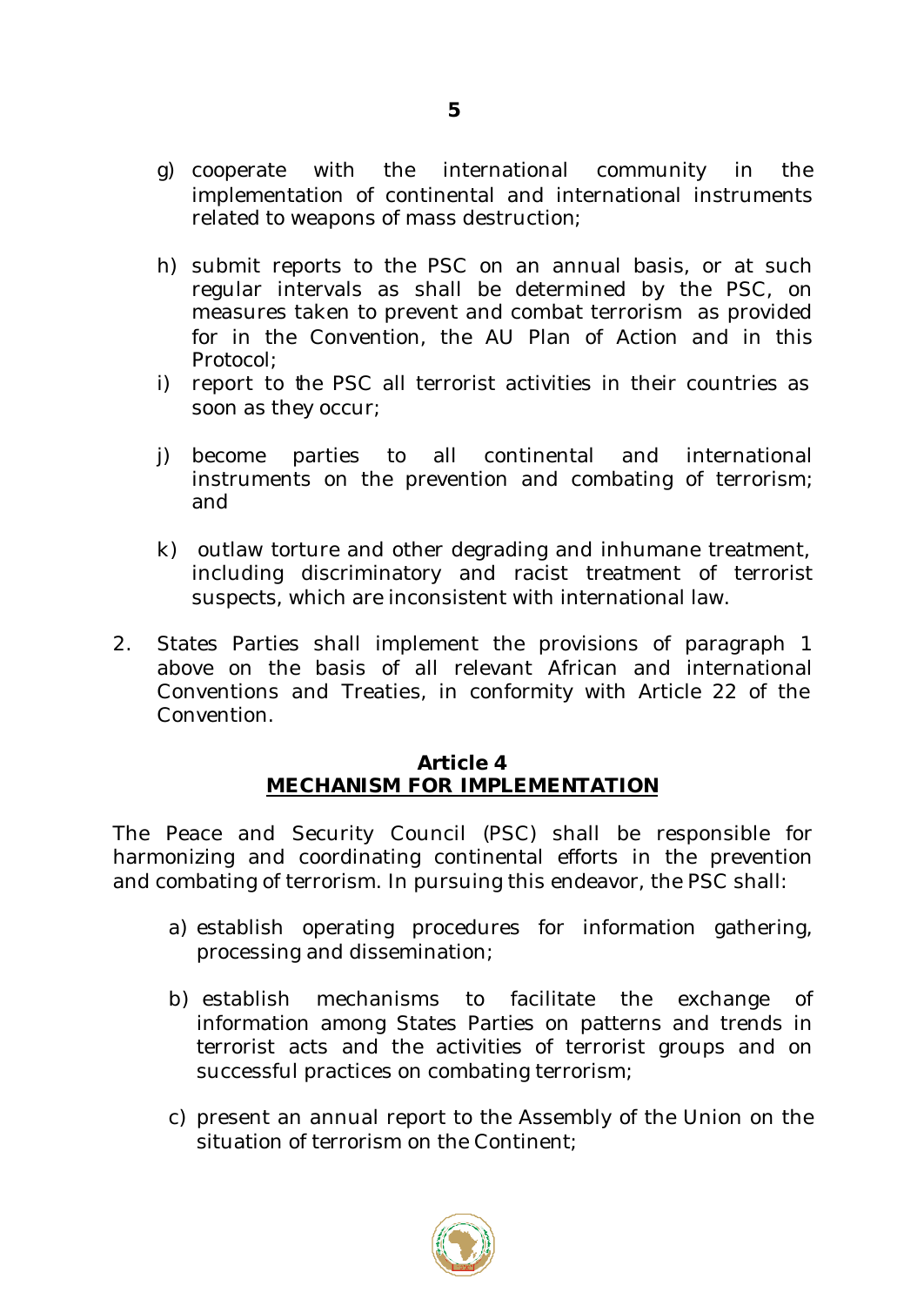g) cooperate with the international community in the implementation of continental and international instruments related to weapons of mass destruction;

h) submit reports to the PSC on an annual basis, or at such regular intervals as shall be determined by the PSC, on measures taken to prevent and combat terrorism as provided for in the Convention, the AU Plan of Action and in this Protocol;

i) report to the PSC all terrorist activities in their countries as soon as they occur;

j) become parties to all continental and international instruments on the prevention and combating of terrorism; and

k) outlaw torture and other degrading and inhumane treatment, including discriminatory and racist treatment of terrorist suspects, which are inconsistent with international law.

2. States Parties shall implement the provisions of paragraph 1 above on the basis of all relevant African and international Conventions and Treaties, in conformity with Article 22 of the Convention.

## Article 4
## MECHANISM FOR IMPLEMENTATION

The Peace and Security Council (PSC) shall be responsible for harmonizing and coordinating continental efforts in the prevention and combating of terrorism. In pursuing this endeavor, the PSC shall:

a) establish operating procedures for information gathering, processing and dissemination;

b) establish mechanisms to facilitate the exchange of information among States Parties on patterns and trends in terrorist acts and the activities of terrorist groups and on successful practices on combating terrorism;

c) present an annual report to the Assembly of the Union on the situation of terrorism on the Continent;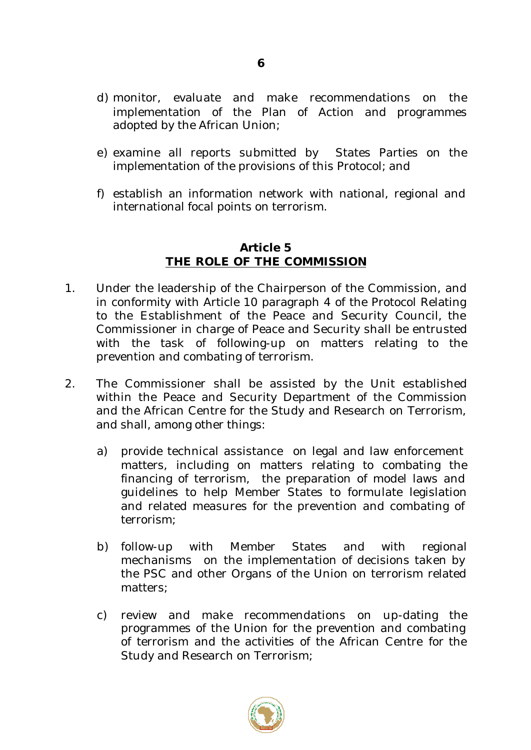d) monitor, evaluate and make recommendations on the implementation of the Plan of Action and programmes adopted by the African Union;

e) examine all reports submitted by States Parties on the implementation of the provisions of this Protocol; and

f) establish an information network with national, regional and international focal points on terrorism.

## Article 5
## THE ROLE OF THE COMMISSION

1. Under the leadership of the Chairperson of the Commission, and in conformity with Article 10 paragraph 4 of the Protocol Relating to the Establishment of the Peace and Security Council, the Commissioner in charge of Peace and Security shall be entrusted with the task of following-up on matters relating to the prevention and combating of terrorism.

2. The Commissioner shall be assisted by the Unit established within the Peace and Security Department of the Commission and the African Centre for the Study and Research on Terrorism, and shall, among other things:

   a) provide technical assistance on legal and law enforcement matters, including on matters relating to combating the financing of terrorism, the preparation of model laws and guidelines to help Member States to formulate legislation and related measures for the prevention and combating of terrorism;

   b) follow-up with Member States and with regional mechanisms on the implementation of decisions taken by the PSC and other Organs of the Union on terrorism related matters;

   c) review and make recommendations on up-dating the programmes of the Union for the prevention and combating of terrorism and the activities of the African Centre for the Study and Research on Terrorism;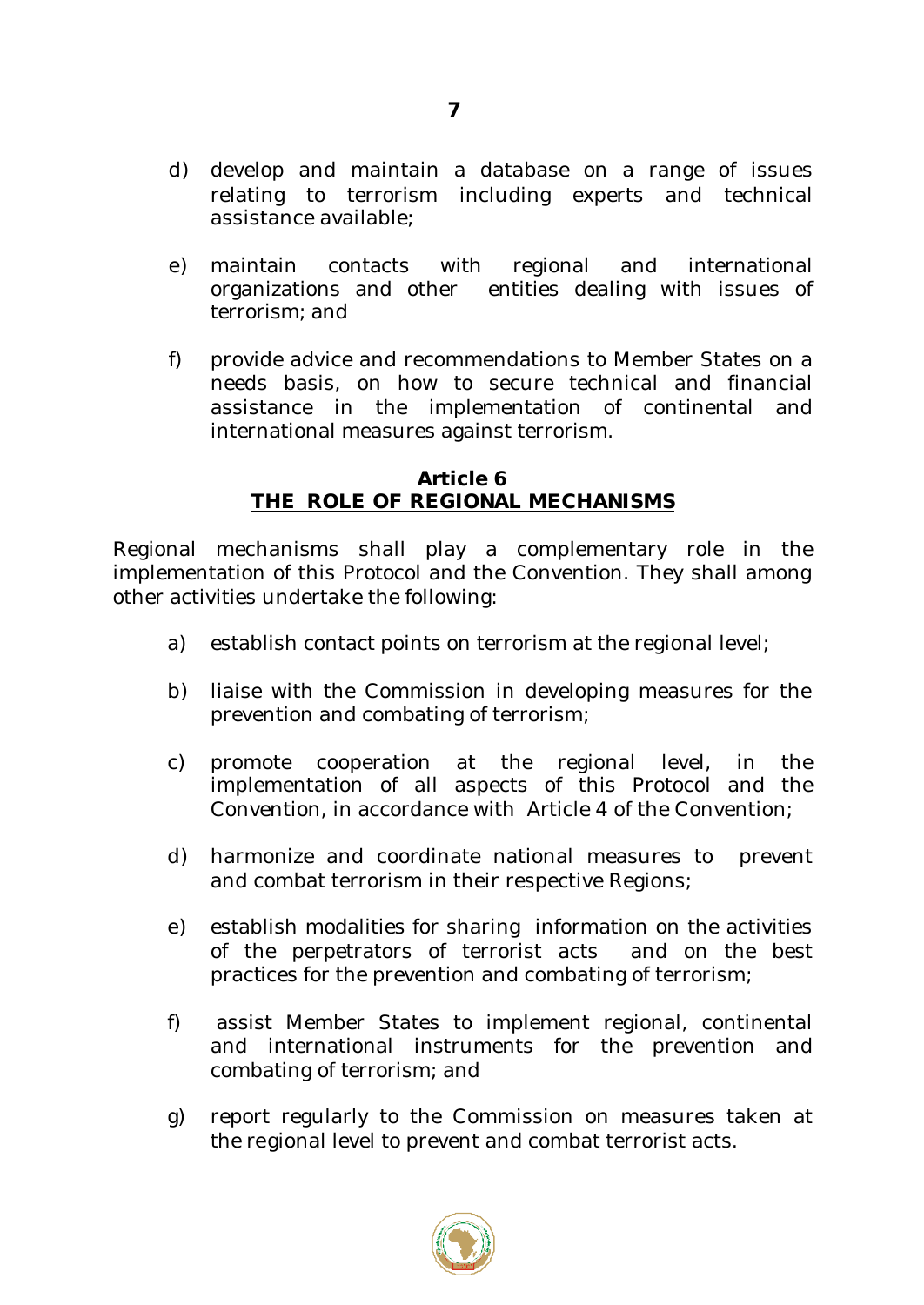d) develop and maintain a database on a range of issues relating to terrorism including experts and technical assistance available;

e) maintain contacts with regional and international organizations and other entities dealing with issues of terrorism; and

f) provide advice and recommendations to Member States on a needs basis, on how to secure technical and financial assistance in the implementation of continental and international measures against terrorism.

## Article 6
## THE ROLE OF REGIONAL MECHANISMS

Regional mechanisms shall play a complementary role in the implementation of this Protocol and the Convention. They shall among other activities undertake the following:

a) establish contact points on terrorism at the regional level;

b) liaise with the Commission in developing measures for the prevention and combating of terrorism;

c) promote cooperation at the regional level, in the implementation of all aspects of this Protocol and the Convention, in accordance with Article 4 of the Convention;

d) harmonize and coordinate national measures to prevent and combat terrorism in their respective Regions;

e) establish modalities for sharing information on the activities of the perpetrators of terrorist acts and on the best practices for the prevention and combating of terrorism;

f) assist Member States to implement regional, continental and international instruments for the prevention and combating of terrorism; and

g) report regularly to the Commission on measures taken at the regional level to prevent and combat terrorist acts.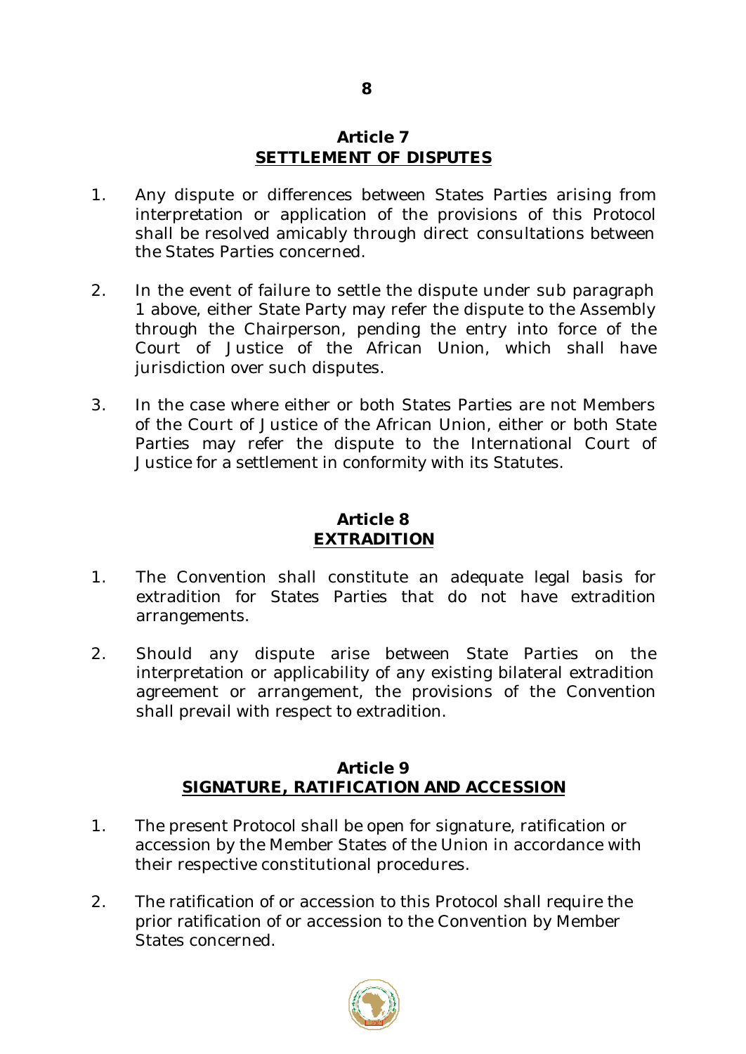## Article 7
## SETTLEMENT OF DISPUTES

1. Any dispute or differences between States Parties arising from interpretation or application of the provisions of this Protocol shall be resolved amicably through direct consultations between the States Parties concerned.

2. In the event of failure to settle the dispute under sub paragraph 1 above, either State Party may refer the dispute to the Assembly through the Chairperson, pending the entry into force of the Court of Justice of the African Union, which shall have jurisdiction over such disputes.

3. In the case where either or both States Parties are not Members of the Court of Justice of the African Union, either or both State Parties may refer the dispute to the International Court of Justice for a settlement in conformity with its Statutes.

## Article 8
## EXTRADITION

1. The Convention shall constitute an adequate legal basis for extradition for States Parties that do not have extradition arrangements.

2. Should any dispute arise between State Parties on the interpretation or applicability of any existing bilateral extradition agreement or arrangement, the provisions of the Convention shall prevail with respect to extradition.

## Article 9
## SIGNATURE, RATIFICATION AND ACCESSION

1. The present Protocol shall be open for signature, ratification or accession by the Member States of the Union in accordance with their respective constitutional procedures.

2. The ratification of or accession to this Protocol shall require the prior ratification of or accession to the Convention by Member States concerned.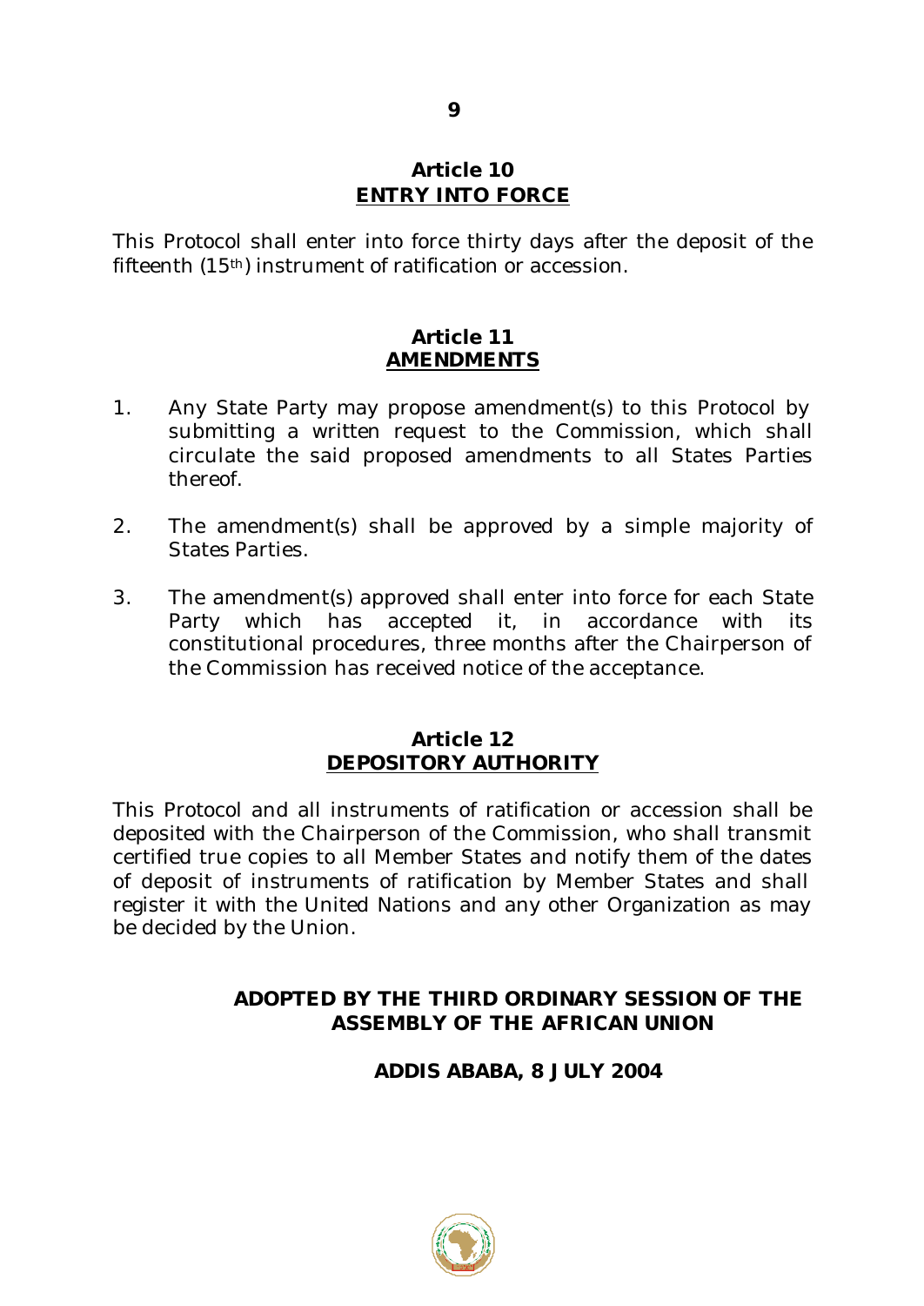## Article 10
## ENTRY INTO FORCE

This Protocol shall enter into force thirty days after the deposit of the fifteenth (15th) instrument of ratification or accession.

## Article 11
## AMENDMENTS

1. Any State Party may propose amendment(s) to this Protocol by submitting a written request to the Commission, which shall circulate the said proposed amendments to all States Parties thereof.

2. The amendment(s) shall be approved by a simple majority of States Parties.

3. The amendment(s) approved shall enter into force for each State Party which has accepted it, in accordance with its constitutional procedures, three months after the Chairperson of the Commission has received notice of the acceptance.

## Article 12
## DEPOSITORY AUTHORITY

This Protocol and all instruments of ratification or accession shall be deposited with the Chairperson of the Commission, who shall transmit certified true copies to all Member States and notify them of the dates of deposit of instruments of ratification by Member States and shall register it with the United Nations and any other Organization as may be decided by the Union.

**ADOPTED BY THE THIRD ORDINARY SESSION OF THE ASSEMBLY OF THE AFRICAN UNION**

**ADDIS ABABA, 8 JULY 2004**